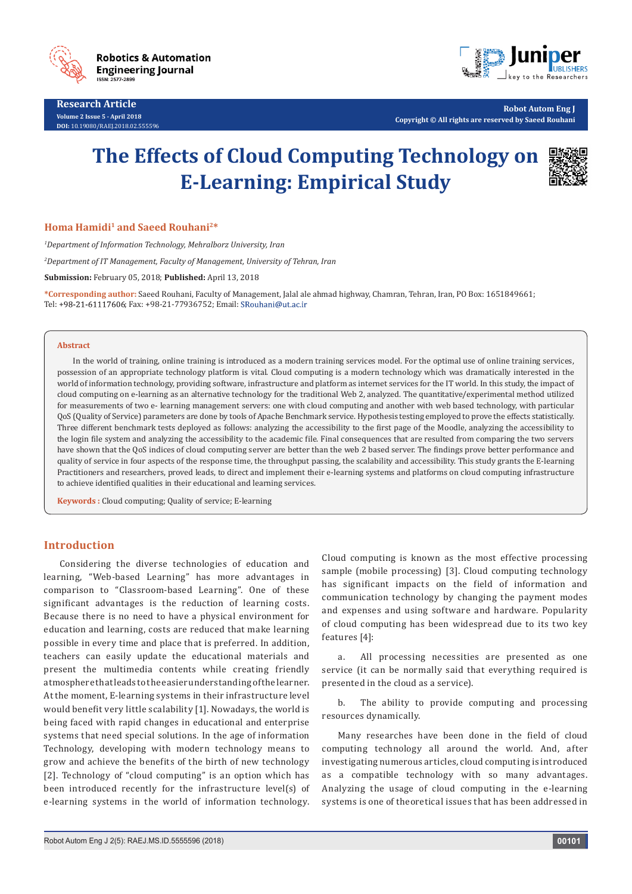Research Article

Volume 2 Issue 5 - April 2018

DOI: 10.19080/RAEJ.2018.02.555596

Copyright © All rights are reserved by Saeed Rouhani

# The Effects of Cloud Computing Technology on E-Learning: Empirical Study

**Homa Hamidi[1] and Saeed Rouhani[2]***

*[1]Department of Information Technology, Mehralborz University, Iran*

*[2]Department of IT Management, Faculty of Management, University of Tehran, Iran*

**Submission:** February 05, 2018; **Published:** April 13, 2018

***Corresponding author:** Saeed Rouhani, Faculty of Management, Jalal ale ahmad highway, Chamran, Tehran, Iran, PO Box: 1651849661; Tel: +98-21-61117606; Fax: +98-21-77936752; Email: SRouhani@ut.ac.ir

## Abstract

In the world of training, online training is introduced as a modern training services model. For the optimal use of online training services, possession of an appropriate technology platform is vital. Cloud computing is a modern technology which was dramatically interested in the world of information technology, providing software, infrastructure and platform as internet services for the IT world. In this study, the impact of cloud computing on e-learning as an alternative technology for the traditional Web 2, analyzed. The quantitative/experimental method utilized for measurements of two e- learning management servers: one with cloud computing and another with web based technology, with particular QoS (Quality of Service) parameters are done by tools of Apache Benchmark service. Hypothesis testing employed to prove the effects statistically. Three different benchmark tests deployed as follows: analyzing the accessibility to the first page of the Moodle, analyzing the accessibility to the login file system and analyzing the accessibility to the academic file. Final consequences that are resulted from comparing the two servers have shown that the QoS indices of cloud computing server are better than the web 2 based server. The findings prove better performance and quality of service in four aspects of the response time, the throughput passing, the scalability and accessibility. This study grants the E-learning Practitioners and researchers, proved leads, to direct and implement their e-learning systems and platforms on cloud computing infrastructure to achieve identified qualities in their educational and learning services.

**Keywords :** Cloud computing; Quality of service; E-learning

## Introduction

Considering the diverse technologies of education and learning, "Web-based Learning" has more advantages in comparison to "Classroom-based Learning". One of these significant advantages is the reduction of learning costs. Because there is no need to have a physical environment for education and learning, costs are reduced that make learning possible in every time and place that is preferred. In addition, teachers can easily update the educational materials and present the multimedia contents while creating friendly atmosphere that leads to the easier understanding of the learner. At the moment, E-learning systems in their infrastructure level would benefit very little scalability [1]. Nowadays, the world is being faced with rapid changes in educational and enterprise systems that need special solutions. In the age of information Technology, developing with modern technology means to grow and achieve the benefits of the birth of new technology [2]. Technology of "cloud computing" is an option which has been introduced recently for the infrastructure level(s) of e-learning systems in the world of information technology. Cloud computing is known as the most effective processing sample (mobile processing) [3]. Cloud computing technology has significant impacts on the field of information and communication technology by changing the payment modes and expenses and using software and hardware. Popularity of cloud computing has been widespread due to its two key features [4]:

a. All processing necessities are presented as one service (it can be normally said that everything required is presented in the cloud as a service).

b. The ability to provide computing and processing resources dynamically.

Many researches have been done in the field of cloud computing technology all around the world. And, after investigating numerous articles, cloud computing is introduced as a compatible technology with so many advantages. Analyzing the usage of cloud computing in the e-learning systems is one of theoretical issues that has been addressed in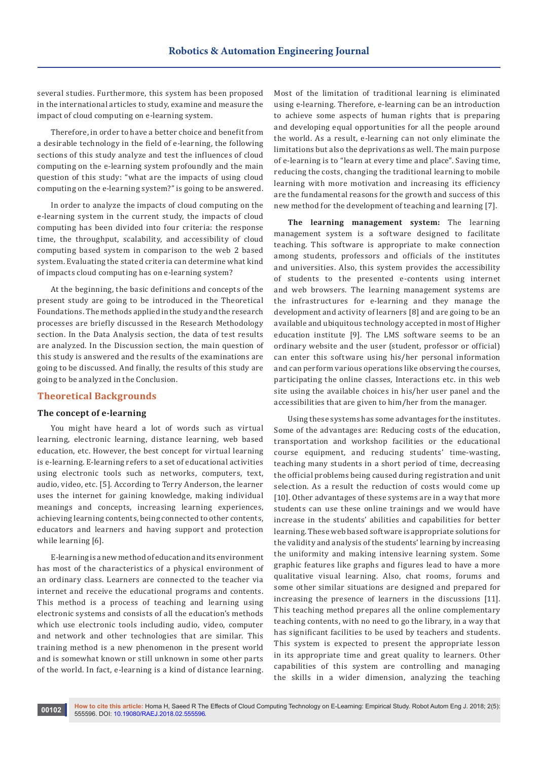several studies. Furthermore, this system has been proposed in the international articles to study, examine and measure the impact of cloud computing on e-learning system.

Therefore, in order to have a better choice and benefit from a desirable technology in the field of e-learning, the following sections of this study analyze and test the influences of cloud computing on the e-learning system profoundly and the main question of this study: "what are the impacts of using cloud computing on the e-learning system?" is going to be answered.

In order to analyze the impacts of cloud computing on the e-learning system in the current study, the impacts of cloud computing has been divided into four criteria: the response time, the throughput, scalability, and accessibility of cloud computing based system in comparison to the web 2 based system. Evaluating the stated criteria can determine what kind of impacts cloud computing has on e-learning system?

At the beginning, the basic definitions and concepts of the present study are going to be introduced in the Theoretical Foundations. The methods applied in the study and the research processes are briefly discussed in the Research Methodology section. In the Data Analysis section, the data of test results are analyzed. In the Discussion section, the main question of this study is answered and the results of the examinations are going to be discussed. And finally, the results of this study are going to be analyzed in the Conclusion.

## Theoretical Backgrounds

### The concept of e-learning

You might have heard a lot of words such as virtual learning, electronic learning, distance learning, web based education, etc. However, the best concept for virtual learning is e-learning. E-learning refers to a set of educational activities using electronic tools such as networks, computers, text, audio, video, etc. [5]. According to Terry Anderson, the learner uses the internet for gaining knowledge, making individual meanings and concepts, increasing learning experiences, achieving learning contents, being connected to other contents, educators and learners and having support and protection while learning [6].

E-learning is a new method of education and its environment has most of the characteristics of a physical environment of an ordinary class. Learners are connected to the teacher via internet and receive the educational programs and contents. This method is a process of teaching and learning using electronic systems and consists of all the education's methods which use electronic tools including audio, video, computer and network and other technologies that are similar. This training method is a new phenomenon in the present world and is somewhat known or still unknown in some other parts of the world. In fact, e-learning is a kind of distance learning. Most of the limitation of traditional learning is eliminated using e-learning. Therefore, e-learning can be an introduction to achieve some aspects of human rights that is preparing and developing equal opportunities for all the people around the world. As a result, e-learning can not only eliminate the limitations but also the deprivations as well. The main purpose of e-learning is to "learn at every time and place". Saving time, reducing the costs, changing the traditional learning to mobile learning with more motivation and increasing its efficiency are the fundamental reasons for the growth and success of this new method for the development of teaching and learning [7].

**The learning management system:** The learning management system is a software designed to facilitate teaching. This software is appropriate to make connection among students, professors and officials of the institutes and universities. Also, this system provides the accessibility of students to the presented e-contents using internet and web browsers. The learning management systems are the infrastructures for e-learning and they manage the development and activity of learners [8] and are going to be an available and ubiquitous technology accepted in most of Higher education institute [9]. The LMS software seems to be an ordinary website and the user (student, professor or official) can enter this software using his/her personal information and can perform various operations like observing the courses, participating the online classes, Interactions etc. in this web site using the available choices in his/her user panel and the accessibilities that are given to him/her from the manager.

Using these systems has some advantages for the institutes. Some of the advantages are: Reducing costs of the education, transportation and workshop facilities or the educational course equipment, and reducing students' time-wasting, teaching many students in a short period of time, decreasing the official problems being caused during registration and unit selection. As a result the reduction of costs would come up [10]. Other advantages of these systems are in a way that more students can use these online trainings and we would have increase in the students' abilities and capabilities for better learning. These web based software is appropriate solutions for the validity and analysis of the students' learning by increasing the uniformity and making intensive learning system. Some graphic features like graphs and figures lead to have a more qualitative visual learning. Also, chat rooms, forums and some other similar situations are designed and prepared for increasing the presence of learners in the discussions [11]. This teaching method prepares all the online complementary teaching contents, with no need to go the library, in a way that has significant facilities to be used by teachers and students. This system is expected to present the appropriate lesson in its appropriate time and great quality to learners. Other capabilities of this system are controlling and managing the skills in a wider dimension, analyzing the teaching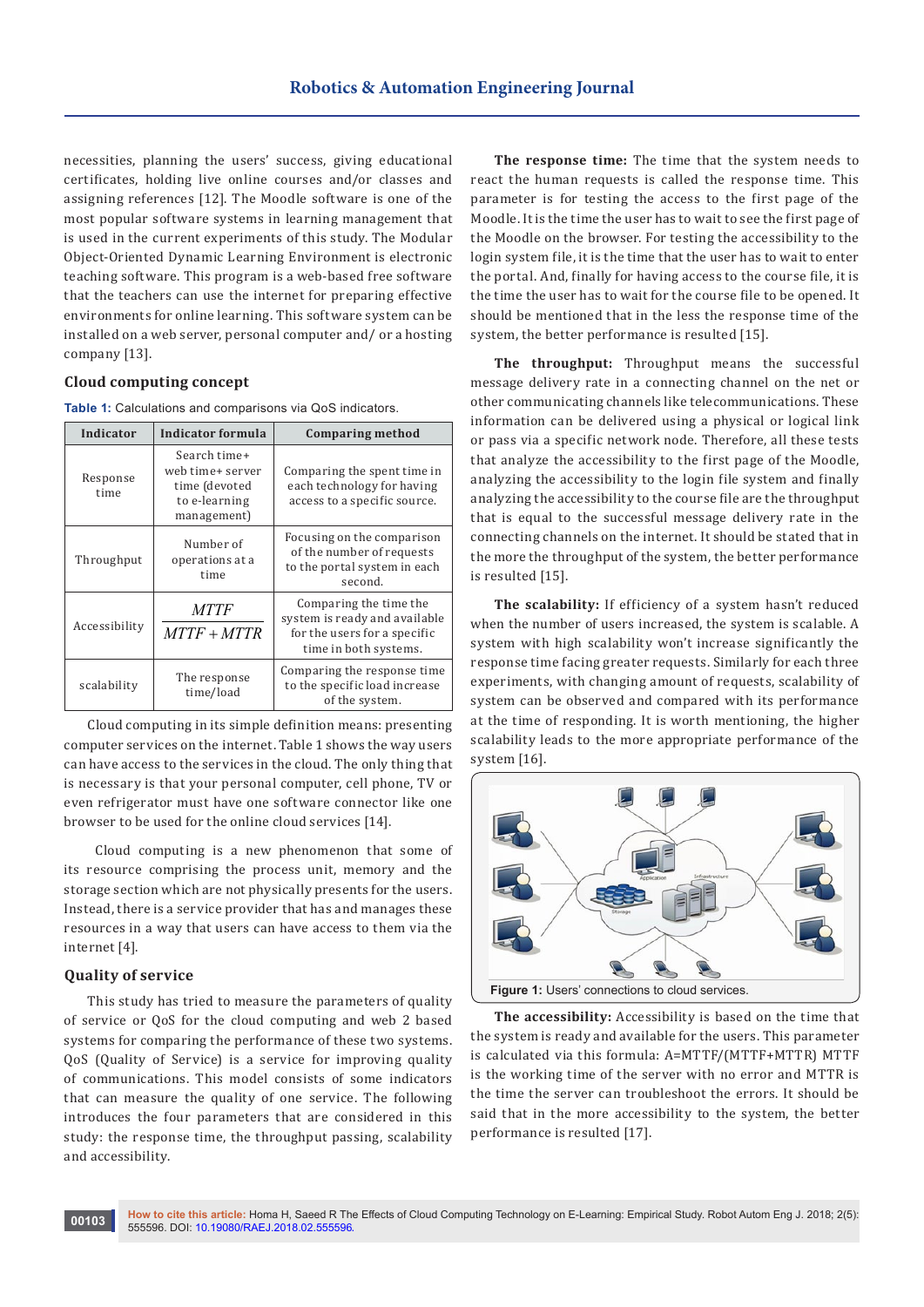necessities, planning the users' success, giving educational certificates, holding live online courses and/or classes and assigning references [12]. The Moodle software is one of the most popular software systems in learning management that is used in the current experiments of this study. The Modular Object-Oriented Dynamic Learning Environment is electronic teaching software. This program is a web-based free software that the teachers can use the internet for preparing effective environments for online learning. This software system can be installed on a web server, personal computer and/ or a hosting company [13].

## Cloud computing concept

**Table 1:** Calculations and comparisons via QoS indicators.

| Indicator | Indicator formula | Comparing method |
|---|---|---|
| Response time | Search time+ web time+ server time (devoted to e-learning management) | Comparing the spent time in each technology for having access to a specific source. |
| Throughput | Number of operations at a time | Focusing on the comparison of the number of requests to the portal system in each second. |
| Accessibility | $\frac{MTTF}{MTTF+MTTR}$ | Comparing the time the system is ready and available for the users for a specific time in both systems. |
| scalability | The response time/load | Comparing the response time to the specific load increase of the system. |

Cloud computing in its simple definition means: presenting computer services on the internet. Table 1 shows the way users can have access to the services in the cloud. The only thing that is necessary is that your personal computer, cell phone, TV or even refrigerator must have one software connector like one browser to be used for the online cloud services [14].

Cloud computing is a new phenomenon that some of its resource comprising the process unit, memory and the storage section which are not physically presents for the users. Instead, there is a service provider that has and manages these resources in a way that users can have access to them via the internet [4].

## Quality of service

This study has tried to measure the parameters of quality of service or QoS for the cloud computing and web 2 based systems for comparing the performance of these two systems. QoS (Quality of Service) is a service for improving quality of communications. This model consists of some indicators that can measure the quality of one service. The following introduces the four parameters that are considered in this study: the response time, the throughput passing, scalability and accessibility.

**The response time:** The time that the system needs to react the human requests is called the response time. This parameter is for testing the access to the first page of the Moodle. It is the time the user has to wait to see the first page of the Moodle on the browser. For testing the accessibility to the login system file, it is the time that the user has to wait to enter the portal. And, finally for having access to the course file, it is the time the user has to wait for the course file to be opened. It should be mentioned that in the less the response time of the system, the better performance is resulted [15].

**The throughput:** Throughput means the successful message delivery rate in a connecting channel on the net or other communicating channels like telecommunications. These information can be delivered using a physical or logical link or pass via a specific network node. Therefore, all these tests that analyze the accessibility to the first page of the Moodle, analyzing the accessibility to the login file system and finally analyzing the accessibility to the course file are the throughput that is equal to the successful message delivery rate in the connecting channels on the internet. It should be stated that in the more the throughput of the system, the better performance is resulted [15].

**The scalability:** If efficiency of a system hasn't reduced when the number of users increased, the system is scalable. A system with high scalability won't increase significantly the response time facing greater requests. Similarly for each three experiments, with changing amount of requests, scalability of system can be observed and compared with its performance at the time of responding. It is worth mentioning, the higher scalability leads to the more appropriate performance of the system [16].

**Figure 1:** Users' connections to cloud services.

**The accessibility:** Accessibility is based on the time that the system is ready and available for the users. This parameter is calculated via this formula: A=MTTF/(MTTF+MTTR) MTTF is the working time of the server with no error and MTTR is the time the server can troubleshoot the errors. It should be said that in the more accessibility to the system, the better performance is resulted [17].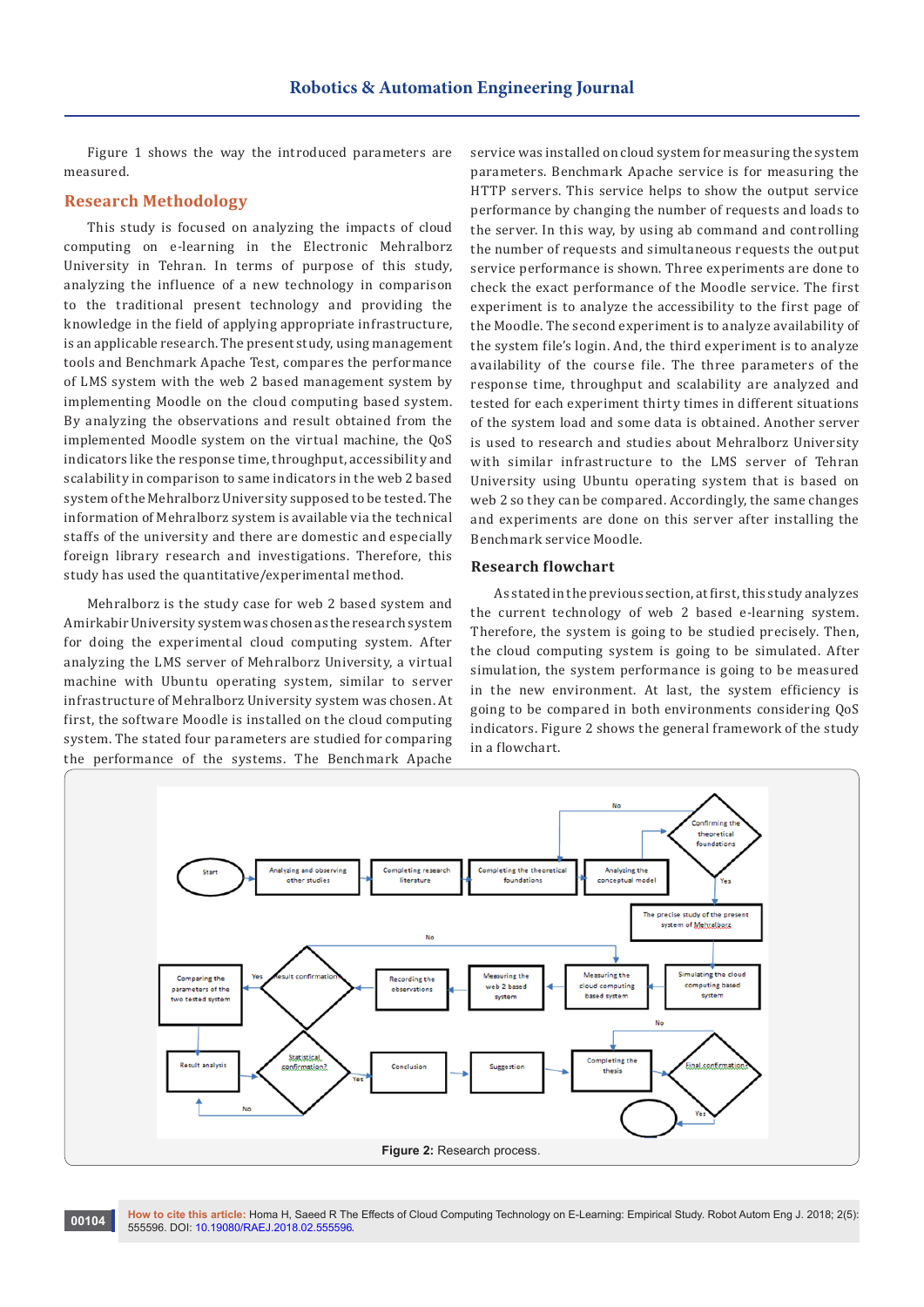Figure 1 shows the way the introduced parameters are measured.

## Research Methodology

This study is focused on analyzing the impacts of cloud computing on e-learning in the Electronic Mehralborz University in Tehran. In terms of purpose of this study, analyzing the influence of a new technology in comparison to the traditional present technology and providing the knowledge in the field of applying appropriate infrastructure, is an applicable research. The present study, using management tools and Benchmark Apache Test, compares the performance of LMS system with the web 2 based management system by implementing Moodle on the cloud computing based system. By analyzing the observations and result obtained from the implemented Moodle system on the virtual machine, the QoS indicators like the response time, throughput, accessibility and scalability in comparison to same indicators in the web 2 based system of the Mehralborz University supposed to be tested. The information of Mehralborz system is available via the technical staffs of the university and there are domestic and especially foreign library research and investigations. Therefore, this study has used the quantitative/experimental method.

Mehralborz is the study case for web 2 based system and Amirkabir University system was chosen as the research system for doing the experimental cloud computing system. After analyzing the LMS server of Mehralborz University, a virtual machine with Ubuntu operating system, similar to server infrastructure of Mehralborz University system was chosen. At first, the software Moodle is installed on the cloud computing system. The stated four parameters are studied for comparing the performance of the systems. The Benchmark Apache service was installed on cloud system for measuring the system parameters. Benchmark Apache service is for measuring the HTTP servers. This service helps to show the output service performance by changing the number of requests and loads to the server. In this way, by using ab command and controlling the number of requests and simultaneous requests the output service performance is shown. Three experiments are done to check the exact performance of the Moodle service. The first experiment is to analyze the accessibility to the first page of the Moodle. The second experiment is to analyze availability of the system file's login. And, the third experiment is to analyze availability of the course file. The three parameters of the response time, throughput and scalability are analyzed and tested for each experiment thirty times in different situations of the system load and some data is obtained. Another server is used to research and studies about Mehralborz University with similar infrastructure to the LMS server of Tehran University using Ubuntu operating system that is based on web 2 so they can be compared. Accordingly, the same changes and experiments are done on this server after installing the Benchmark service Moodle.

### Research flowchart

As stated in the previous section, at first, this study analyzes the current technology of web 2 based e-learning system. Therefore, the system is going to be studied precisely. Then, the cloud computing system is going to be simulated. After simulation, the system performance is going to be measured in the new environment. At last, the system efficiency is going to be compared in both environments considering QoS indicators. Figure 2 shows the general framework of the study in a flowchart.

**Figure 2:** Research process.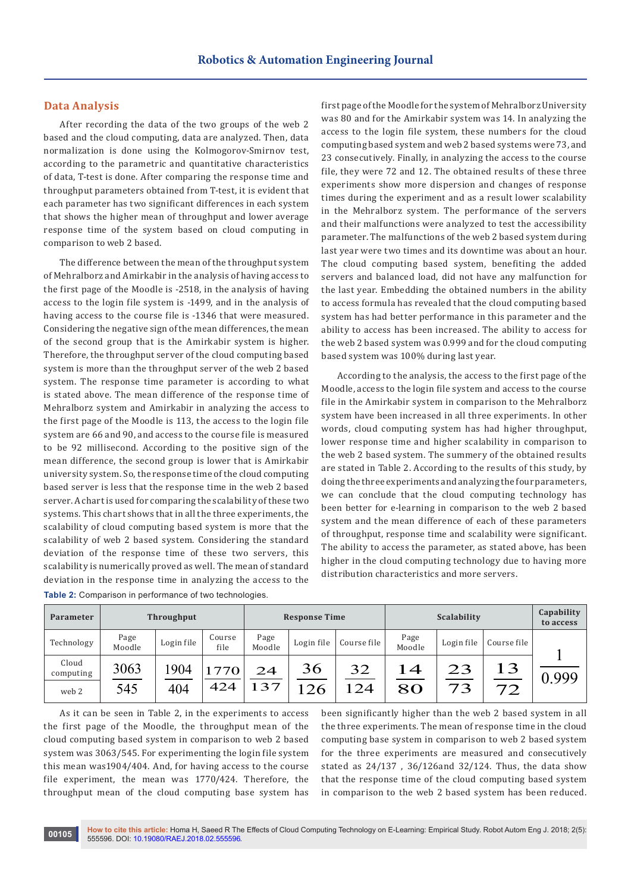## Data Analysis

After recording the data of the two groups of the web 2 based and the cloud computing, data are analyzed. Then, data normalization is done using the Kolmogorov-Smirnov test, according to the parametric and quantitative characteristics of data, T-test is done. After comparing the response time and throughput parameters obtained from T-test, it is evident that each parameter has two significant differences in each system that shows the higher mean of throughput and lower average response time of the system based on cloud computing in comparison to web 2 based.

The difference between the mean of the throughput system of Mehralborz and Amirkabir in the analysis of having access to the first page of the Moodle is -2518, in the analysis of having access to the login file system is -1499, and in the analysis of having access to the course file is -1346 that were measured. Considering the negative sign of the mean differences, the mean of the second group that is the Amirkabir system is higher. Therefore, the throughput server of the cloud computing based system is more than the throughput server of the web 2 based system. The response time parameter is according to what is stated above. The mean difference of the response time of Mehralborz system and Amirkabir in analyzing the access to the first page of the Moodle is 113, the access to the login file system are 66 and 90, and access to the course file is measured to be 92 millisecond. According to the positive sign of the mean difference, the second group is lower that is Amirkabir university system. So, the response time of the cloud computing based server is less than the response time in the web 2 based server. A chart is used for comparing the scalability of these two systems. This chart shows that in all the three experiments, the scalability of cloud computing based system is more that the scalability of web 2 based system. Considering the standard deviation of the response time of these two servers, this scalability is numerically proved as well. The mean of standard deviation in the response time in analyzing the access to the first page of the Moodle for the system of Mehralborz University was 80 and for the Amirkabir system was 14. In analyzing the access to the login file system, these numbers for the cloud computing based system and web 2 based systems were 73, and 23 consecutively. Finally, in analyzing the access to the course file, they were 72 and 12. The obtained results of these three experiments show more dispersion and changes of response times during the experiment and as a result lower scalability in the Mehralborz system. The performance of the servers and their malfunctions were analyzed to test the accessibility parameter. The malfunctions of the web 2 based system during last year were two times and its downtime was about an hour. The cloud computing based system, benefiting the added servers and balanced load, did not have any malfunction for the last year. Embedding the obtained numbers in the ability to access formula has revealed that the cloud computing based system has had better performance in this parameter and the ability to access has been increased. The ability to access for the web 2 based system was 0.999 and for the cloud computing based system was 100% during last year.

According to the analysis, the access to the first page of the Moodle, access to the login file system and access to the course file in the Amirkabir system in comparison to the Mehralborz system have been increased in all three experiments. In other words, cloud computing system has had higher throughput, lower response time and higher scalability in comparison to the web 2 based system. The summery of the obtained results are stated in Table 2. According to the results of this study, by doing the three experiments and analyzing the four parameters, we can conclude that the cloud computing technology has been better for e-learning in comparison to the web 2 based system and the mean difference of each of these parameters of throughput, response time and scalability were significant. The ability to access the parameter, as stated above, has been higher in the cloud computing technology due to having more distribution characteristics and more servers.

**Table 2:** Comparison in performance of two technologies.

| Parameter | Throughput | | | Response Time | | | Scalability | | | Capability to access |
|---|---|---|---|---|---|---|---|---|---|---|
| Technology | Page Moodle | Login file | Course file | Page Moodle | Login file | Course file | Page Moodle | Login file | Course file | |
| Cloud computing | 3063 | 1904 | 1770 | 24 | 36 | 32 | 14 | 23 | 13 | 1 |
| web 2 | 545 | 404 | 424 | 137 | 126 | 124 | 80 | 73 | 72 | 0.999 |

As it can be seen in Table 2, in the experiments to access the first page of the Moodle, the throughput mean of the cloud computing based system in comparison to web 2 based system was 3063/545. For experimenting the login file system this mean was1904/404. And, for having access to the course file experiment, the mean was 1770/424. Therefore, the throughput mean of the cloud computing base system has been significantly higher than the web 2 based system in all the three experiments. The mean of response time in the cloud computing base system in comparison to web 2 based system for the three experiments are measured and consecutively stated as 24/137 , 36/126and 32/124. Thus, the data show that the response time of the cloud computing based system in comparison to the web 2 based system has been reduced.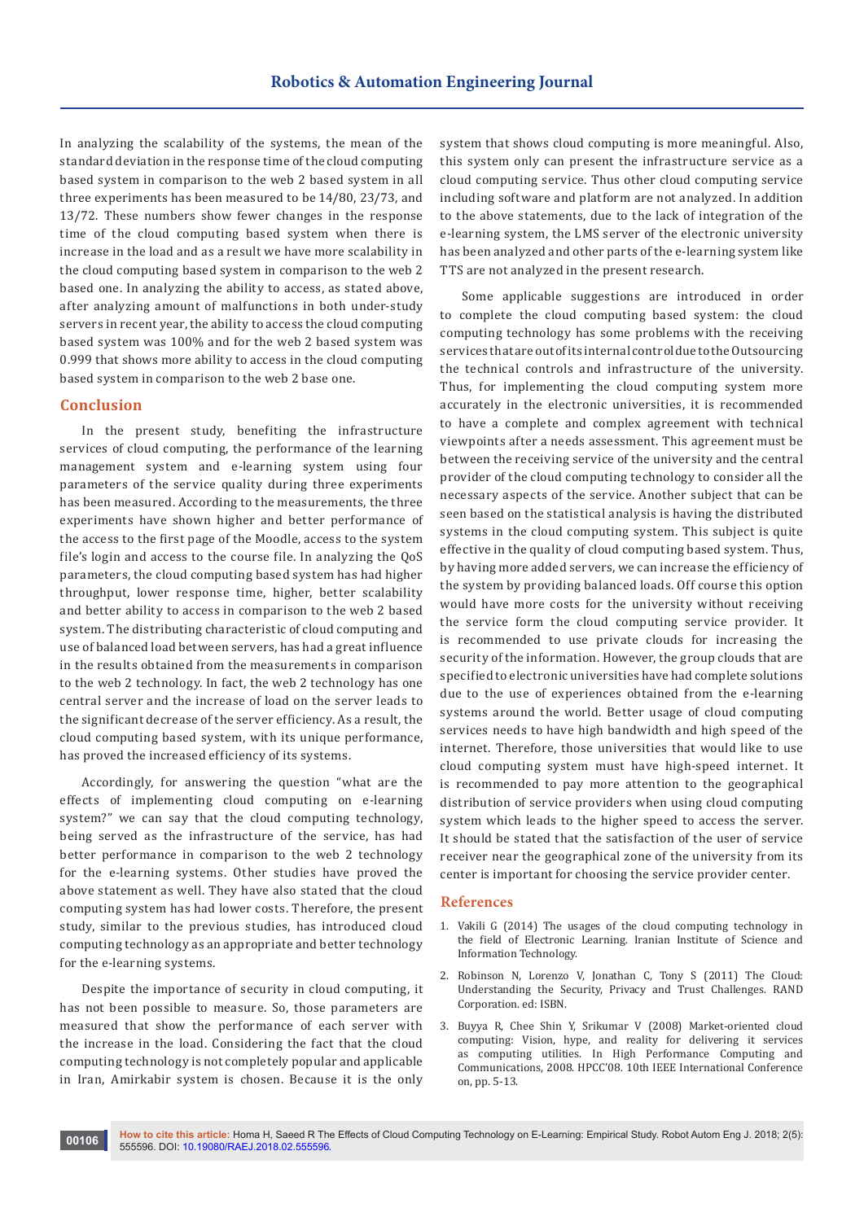In analyzing the scalability of the systems, the mean of the standard deviation in the response time of the cloud computing based system in comparison to the web 2 based system in all three experiments has been measured to be 14/80, 23/73, and 13/72. These numbers show fewer changes in the response time of the cloud computing based system when there is increase in the load and as a result we have more scalability in the cloud computing based system in comparison to the web 2 based one. In analyzing the ability to access, as stated above, after analyzing amount of malfunctions in both under-study servers in recent year, the ability to access the cloud computing based system was 100% and for the web 2 based system was 0.999 that shows more ability to access in the cloud computing based system in comparison to the web 2 base one.

## Conclusion

In the present study, benefiting the infrastructure services of cloud computing, the performance of the learning management system and e-learning system using four parameters of the service quality during three experiments has been measured. According to the measurements, the three experiments have shown higher and better performance of the access to the first page of the Moodle, access to the system file's login and access to the course file. In analyzing the QoS parameters, the cloud computing based system has had higher throughput, lower response time, higher, better scalability and better ability to access in comparison to the web 2 based system. The distributing characteristic of cloud computing and use of balanced load between servers, has had a great influence in the results obtained from the measurements in comparison to the web 2 technology. In fact, the web 2 technology has one central server and the increase of load on the server leads to the significant decrease of the server efficiency. As a result, the cloud computing based system, with its unique performance, has proved the increased efficiency of its systems.

Accordingly, for answering the question "what are the effects of implementing cloud computing on e-learning system?" we can say that the cloud computing technology, being served as the infrastructure of the service, has had better performance in comparison to the web 2 technology for the e-learning systems. Other studies have proved the above statement as well. They have also stated that the cloud computing system has had lower costs. Therefore, the present study, similar to the previous studies, has introduced cloud computing technology as an appropriate and better technology for the e-learning systems.

Despite the importance of security in cloud computing, it has not been possible to measure. So, those parameters are measured that show the performance of each server with the increase in the load. Considering the fact that the cloud computing technology is not completely popular and applicable in Iran, Amirkabir system is chosen. Because it is the only system that shows cloud computing is more meaningful. Also, this system only can present the infrastructure service as a cloud computing service. Thus other cloud computing service including software and platform are not analyzed. In addition to the above statements, due to the lack of integration of the e-learning system, the LMS server of the electronic university has been analyzed and other parts of the e-learning system like TTS are not analyzed in the present research.

Some applicable suggestions are introduced in order to complete the cloud computing based system: the cloud computing technology has some problems with the receiving services that are out of its internal control due to the Outsourcing the technical controls and infrastructure of the university. Thus, for implementing the cloud computing system more accurately in the electronic universities, it is recommended to have a complete and complex agreement with technical viewpoints after a needs assessment. This agreement must be between the receiving service of the university and the central provider of the cloud computing technology to consider all the necessary aspects of the service. Another subject that can be seen based on the statistical analysis is having the distributed systems in the cloud computing system. This subject is quite effective in the quality of cloud computing based system. Thus, by having more added servers, we can increase the efficiency of the system by providing balanced loads. Off course this option would have more costs for the university without receiving the service form the cloud computing service provider. It is recommended to use private clouds for increasing the security of the information. However, the group clouds that are specified to electronic universities have had complete solutions due to the use of experiences obtained from the e-learning systems around the world. Better usage of cloud computing services needs to have high bandwidth and high speed of the internet. Therefore, those universities that would like to use cloud computing system must have high-speed internet. It is recommended to pay more attention to the geographical distribution of service providers when using cloud computing system which leads to the higher speed to access the server. It should be stated that the satisfaction of the user of service receiver near the geographical zone of the university from its center is important for choosing the service provider center.

## References

1. Vakili G (2014) The usages of the cloud computing technology in the field of Electronic Learning. Iranian Institute of Science and Information Technology.
2. Robinson N, Lorenzo V, Jonathan C, Tony S (2011) The Cloud: Understanding the Security, Privacy and Trust Challenges. RAND Corporation. ed: ISBN.
3. Buyya R, Chee Shin Y, Srikumar V (2008) Market-oriented cloud computing: Vision, hype, and reality for delivering it services as computing utilities. In High Performance Computing and Communications, 2008. HPCC'08. 10th IEEE International Conference on, pp. 5-13.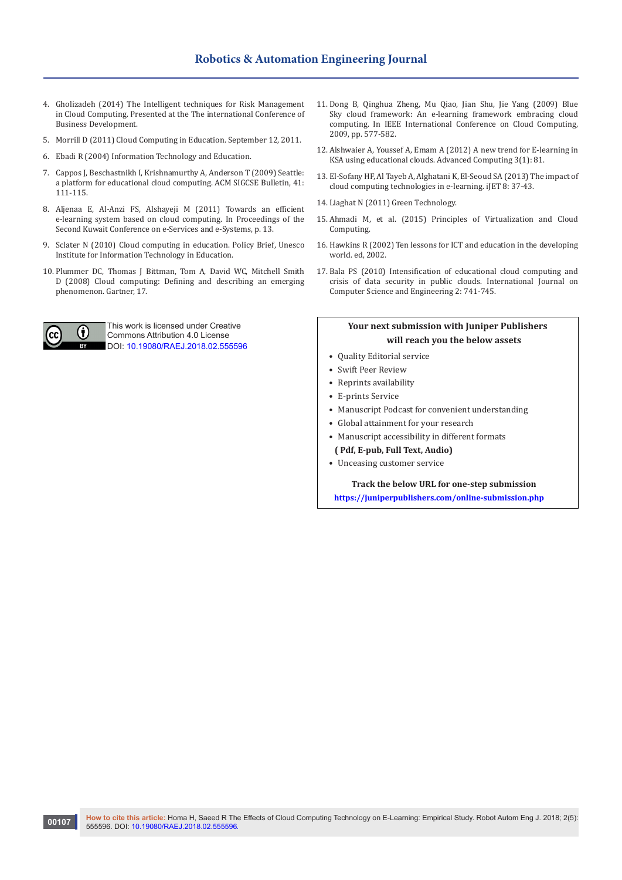4. Gholizadeh (2014) The Intelligent techniques for Risk Management in Cloud Computing. Presented at the The international Conference of Business Development.
5. Morrill D (2011) Cloud Computing in Education. September 12, 2011.
6. Ebadi R (2004) Information Technology and Education.
7. Cappos J, Beschastnikh I, Krishnamurthy A, Anderson T (2009) Seattle: a platform for educational cloud computing. ACM SIGCSE Bulletin, 41: 111-115.
8. Aljenaa E, Al-Anzi FS, Alshayeji M (2011) Towards an efficient e-learning system based on cloud computing. In Proceedings of the Second Kuwait Conference on e-Services and e-Systems, p. 13.
9. Sclater N (2010) Cloud computing in education. Policy Brief, Unesco Institute for Information Technology in Education.
10. Plummer DC, Thomas J Bittman, Tom A, David WC, Mitchell Smith D (2008) Cloud computing: Defining and describing an emerging phenomenon. Gartner, 17.
11. Dong B, Qinghua Zheng, Mu Qiao, Jian Shu, Jie Yang (2009) Blue Sky cloud framework: An e-learning framework embracing cloud computing. In IEEE International Conference on Cloud Computing, 2009, pp. 577-582.
12. Alshwaier A, Youssef A, Emam A (2012) A new trend for E-learning in KSA using educational clouds. Advanced Computing 3(1): 81.
13. El-Sofany HF, Al Tayeb A, Alghatani K, El-Seoud SA (2013) The impact of cloud computing technologies in e-learning. iJET 8: 37-43.
14. Liaghat N (2011) Green Technology.
15. Ahmadi M, et al. (2015) Principles of Virtualization and Cloud Computing.
16. Hawkins R (2002) Ten lessons for ICT and education in the developing world. ed, 2002.
17. Bala PS (2010) Intensification of educational cloud computing and crisis of data security in public clouds. International Journal on Computer Science and Engineering 2: 741-745.

This work is licensed under Creative Commons Attribution 4.0 License
DOI: 10.19080/RAEJ.2018.02.555596

**Your next submission with Juniper Publishers will reach you the below assets**

- Quality Editorial service
- Swift Peer Review
- Reprints availability
- E-prints Service
- Manuscript Podcast for convenient understanding
- Global attainment for your research
- Manuscript accessibility in different formats
  **( Pdf, E-pub, Full Text, Audio)**
- Unceasing customer service

**Track the below URL for one-step submission**
**https://juniperpublishers.com/online-submission.php**

**How to cite this article:** Homa H, Saeed R The Effects of Cloud Computing Technology on E-Learning: Empirical Study. Robot Autom Eng J. 2018; 2(5): 555596. DOI: 10.19080/RAEJ.2018.02.555596.